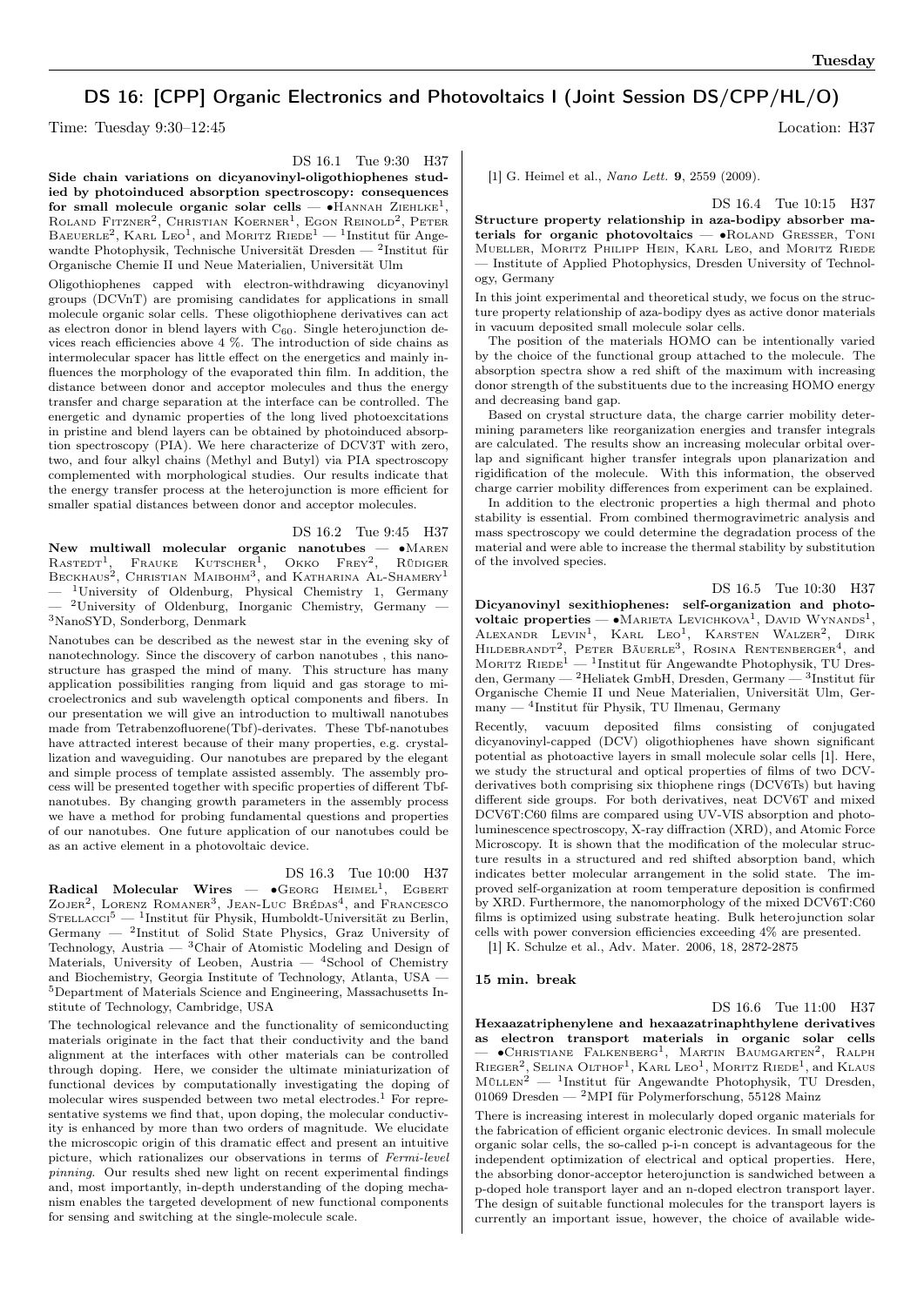## DS 16: [CPP] Organic Electronics and Photovoltaics I (Joint Session DS/CPP/HL/O)

Time: Tuesday 9:30–12:45 Location: H37

DS 16.1 Tue 9:30 H37

**Side chain variations on dicyanovinyl-oligothiophenes studied by photoinduced absorption spectroscopy: consequences for small molecule organic solar cells** — •Hannah Ziehlke[1], Roland Fitzner[2], Christian Koerner[1], Egon Reinold[2], Peter Baeuerle[2], Karl Leo[1], and Moritz Riede[1] — [1]Institut für Angewandte Photophysik, Technische Universität Dresden — [2]Institut für Organische Chemie II und Neue Materialien, Universität Ulm

Oligothiophenes capped with electron-withdrawing dicyanovinyl groups (DCVnT) are promising candidates for applications in small molecule organic solar cells. These oligothiophene derivatives can act as electron donor in blend layers with $C_{60}$. Single heterojunction devices reach efficiencies above 4 %. The introduction of side chains as intermolecular spacer has little effect on the energetics and mainly influences the morphology of the evaporated thin film. In addition, the distance between donor and acceptor molecules and thus the energy transfer and charge separation at the interface can be controlled. The energetic and dynamic properties of the long lived photoexcitations in pristine and blend layers can be obtained by photoinduced absorption spectroscopy (PIA). We here characterize of DCV3T with zero, two, and four alkyl chains (Methyl and Butyl) via PIA spectroscopy complemented with morphological studies. Our results indicate that the energy transfer process at the heterojunction is more efficient for smaller spatial distances between donor and acceptor molecules.

DS 16.2 Tue 9:45 H37

**New multiwall molecular organic nanotubes** — •Maren Rastedt[1], Frauke Kutscher[1], Okko Frey[2], Rüdiger Beckhaus[2], Christian Maibohm[3], and Katharina Al-Shamery[1] — [1]University of Oldenburg, Physical Chemistry 1, Germany — [2]University of Oldenburg, Inorganic Chemistry, Germany — [3]NanoSYD, Sonderborg, Denmark

Nanotubes can be described as the newest star in the evening sky of nanotechnology. Since the discovery of carbon nanotubes , this nanostructure has grasped the mind of many. This structure has many application possibilities ranging from liquid and gas storage to microelectronics and sub wavelength optical components and fibers. In our presentation we will give an introduction to multiwall nanotubes made from Tetrabenzofluorene(Tbf)-derivates. These Tbf-nanotubes have attracted interest because of their many properties, e.g. crystallization and waveguiding. Our nanotubes are prepared by the elegant and simple process of template assisted assembly. The assembly process will be presented together with specific properties of different Tbf-nanotubes. By changing growth parameters in the assembly process we have a method for probing fundamental questions and properties of our nanotubes. One future application of our nanotubes could be as an active element in a photovoltaic device.

DS 16.3 Tue 10:00 H37

**Radical Molecular Wires** — •Georg Heimel[1], Egbert Zojer[2], Lorenz Romaner[3], Jean-Luc Brédas[4], and Francesco Stellacci[5] — [1]Institut für Physik, Humboldt-Universität zu Berlin, Germany — [2]Institut of Solid State Physics, Graz University of Technology, Austria — [3]Chair of Atomistic Modeling and Design of Materials, University of Leoben, Austria — [4]School of Chemistry and Biochemistry, Georgia Institute of Technology, Atlanta, USA — [5]Department of Materials Science and Engineering, Massachusetts Institute of Technology, Cambridge, USA

The technological relevance and the functionality of semiconducting materials originate in the fact that their conductivity and the band alignment at the interfaces with other materials can be controlled through doping. Here, we consider the ultimate miniaturization of functional devices by computationally investigating the doping of molecular wires suspended between two metal electrodes.[1] For representative systems we find that, upon doping, the molecular conductivity is enhanced by more than two orders of magnitude. We elucidate the microscopic origin of this dramatic effect and present an intuitive picture, which rationalizes our observations in terms of *Fermi-level pinning*. Our results shed new light on recent experimental findings and, most importantly, in-depth understanding of the doping mechanism enables the targeted development of new functional components for sensing and switching at the single-molecule scale.

[1] G. Heimel et al., *Nano Lett.* **9**, 2559 (2009).

DS 16.4 Tue 10:15 H37

**Structure property relationship in aza-bodipy absorber materials for organic photovoltaics** — •Roland Gresser, Toni Mueller, Moritz Philipp Hein, Karl Leo, and Moritz Riede — Institute of Applied Photophysics, Dresden University of Technology, Germany

In this joint experimental and theoretical study, we focus on the structure property relationship of aza-bodipy dyes as active donor materials in vacuum deposited small molecule solar cells.

The position of the materials HOMO can be intentionally varied by the choice of the functional group attached to the molecule. The absorption spectra show a red shift of the maximum with increasing donor strength of the substituents due to the increasing HOMO energy and decreasing band gap.

Based on crystal structure data, the charge carrier mobility determining parameters like reorganization energies and transfer integrals are calculated. The results show an increasing molecular orbital overlap and significant higher transfer integrals upon planarization and rigidification of the molecule. With this information, the observed charge carrier mobility differences from experiment can be explained.

In addition to the electronic properties a high thermal and photo stability is essential. From combined thermogravimetric analysis and mass spectroscopy we could determine the degradation process of the material and were able to increase the thermal stability by substitution of the involved species.

DS 16.5 Tue 10:30 H37

**Dicyanovinyl sexithiophenes: self-organization and photovoltaic properties** — •Marieta Levichkova[1], David Wynands[1], Alexandr Levin[1], Karl Leo[1], Karsten Walzer[2], Dirk Hildebrandt[2], Peter Bäuerle[3], Rosina Rentenberger[4], and Moritz Riede[1] — [1]Institut für Angewandte Photophysik, TU Dresden, Germany — [2]Heliatek GmbH, Dresden, Germany — [3]Institut für Organische Chemie II und Neue Materialien, Universität Ulm, Germany — [4]Institut für Physik, TU Ilmenau, Germany

Recently, vacuum deposited films consisting of conjugated dicyanovinyl-capped (DCV) oligothiophenes have shown significant potential as photoactive layers in small molecule solar cells [1]. Here, we study the structural and optical properties of films of two DCV-derivatives both comprising six thiophene rings (DCV6Ts) but having different side groups. For both derivatives, neat DCV6T and mixed DCV6T:C60 films are compared using UV-VIS absorption and photoluminescence spectroscopy, X-ray diffraction (XRD), and Atomic Force Microscopy. It is shown that the modification of the molecular structure results in a structured and red shifted absorption band, which indicates better molecular arrangement in the solid state. The improved self-organization at room temperature deposition is confirmed by XRD. Furthermore, the nanomorphology of the mixed DCV6T:C60 films is optimized using substrate heating. Bulk heterojunction solar cells with power conversion efficiencies exceeding 4% are presented.

[1] K. Schulze et al., Adv. Mater. 2006, 18, 2872-2875

**15 min. break**

DS 16.6 Tue 11:00 H37

**Hexaazatriphenylene and hexaazatrinaphthylene derivatives as electron transport materials in organic solar cells** — •Christiane Falkenberg[1], Martin Baumgarten[2], Ralph Rieger[2], Selina Olthof[1], Karl Leo[1], Moritz Riede[1], and Klaus Müllen[2] — [1]Institut für Angewandte Photophysik, TU Dresden, 01069 Dresden — [2]MPI für Polymerforschung, 55128 Mainz

There is increasing interest in molecularly doped organic materials for the fabrication of efficient organic electronic devices. In small molecule organic solar cells, the so-called p-i-n concept is advantageous for the independent optimization of electrical and optical properties. Here, the absorbing donor-acceptor heterojunction is sandwiched between a p-doped hole transport layer and an n-doped electron transport layer. The design of suitable functional molecules for the transport layers is currently an important issue, however, the choice of available wide-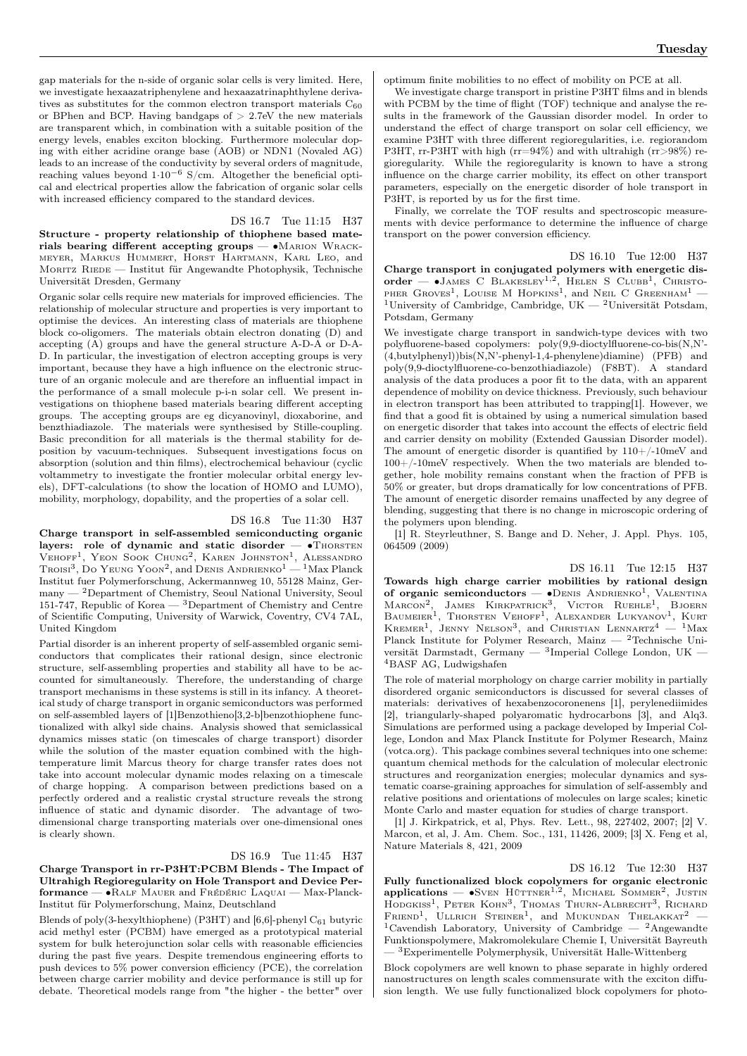gap materials for the n-side of organic solar cells is very limited. Here, we investigate hexaazatriphenylene and hexaazatrinaphthylene derivatives as substitutes for the common electron transport materials $C_{60}$ or BPhen and BCP. Having bandgaps of $> 2.7$eV the new materials are transparent which, in combination with a suitable position of the energy levels, enables exciton blocking. Furthermore molecular doping with either acridine orange base (AOB) or NDN1 (Novaled AG) leads to an increase of the conductivity by several orders of magnitude, reaching values beyond $1 \cdot 10^{-6}$ S/cm. Altogether the beneficial optical and electrical properties allow the fabrication of organic solar cells with increased efficiency compared to the standard devices.

DS 16.7 Tue 11:15 H37

**Structure - property relationship of thiophene based materials bearing different accepting groups** — •Marion Wrackmeyer, Markus Hummert, Horst Hartmann, Karl Leo, and Moritz Riede — Institut für Angewandte Photophysik, Technische Universität Dresden, Germany

Organic solar cells require new materials for improved efficiencies. The relationship of molecular structure and properties is very important to optimise the devices. An interesting class of materials are thiophene block co-oligomers. The materials obtain electron donating (D) and accepting (A) groups and have the general structure A-D-A or D-A-D. In particular, the investigation of electron accepting groups is very important, because they have a high influence on the electronic structure of an organic molecule and are therefore an influential impact in the performance of a small molecule p-i-n solar cell. We present investigations on thiophene based materials bearing different accepting groups. The accepting groups are eg dicyanovinyl, dioxaborine, and benzthiadiazole. The materials were synthesised by Stille-coupling. Basic precondition for all materials is the thermal stability for deposition by vacuum-techniques. Subsequent investigations focus on absorption (solution and thin films), electrochemical behaviour (cyclic voltammetry to investigate the frontier molecular orbital energy levels), DFT-calculations (to show the location of HOMO and LUMO), mobility, morphology, dopability, and the properties of a solar cell.

DS 16.8 Tue 11:30 H37

**Charge transport in self-assembled semiconducting organic layers: role of dynamic and static disorder** — •Thorsten Vehoff[1], Yeon Sook Chung[2], Karen Johnston[1], Alessandro Troisi[3], Do Yeung Yoon[2], and Denis Andrienko[1] — [1]Max Planck Institut fuer Polymerforschung, Ackermannweg 10, 55128 Mainz, Germany — [2]Department of Chemistry, Seoul National University, Seoul 151-747, Republic of Korea — [3]Department of Chemistry and Centre of Scientific Computing, University of Warwick, Coventry, CV4 7AL, United Kingdom

Partial disorder is an inherent property of self-assembled organic semiconductors that complicates their rational design, since electronic structure, self-assembling properties and stability all have to be accounted for simultaneously. Therefore, the understanding of charge transport mechanisms in these systems is still in its infancy. A theoretical study of charge transport in organic semiconductors was performed on self-assembled layers of [1]Benzothieno[3,2-b]benzothiophene functionalized with alkyl side chains. Analysis showed that semiclassical dynamics misses static (on timescales of charge transport) disorder while the solution of the master equation combined with the high-temperature limit Marcus theory for charge transfer rates does not take into account molecular dynamic modes relaxing on a timescale of charge hopping. A comparison between predictions based on a perfectly ordered and a realistic crystal structure reveals the strong influence of static and dynamic disorder. The advantage of two-dimensional charge transporting materials over one-dimensional ones is clearly shown.

DS 16.9 Tue 11:45 H37

**Charge Transport in rr-P3HT:PCBM Blends - The Impact of Ultrahigh Regioregularity on Hole Transport and Device Performance** — •Ralf Mauer and Frédéric Laquai — Max-Planck-Institut für Polymerforschung, Mainz, Deutschland

Blends of poly(3-hexylthiophene) (P3HT) and [6,6]-phenyl $C_{61}$ butyric acid methyl ester (PCBM) have emerged as a prototypical material system for bulk heterojunction solar cells with reasonable efficiencies during the past five years. Despite tremendous engineering efforts to push devices to 5% power conversion efficiency (PCE), the correlation between charge carrier mobility and device performance is still up for debate. Theoretical models range from "the higher - the better" over optimum finite mobilities to no effect of mobility on PCE at all.

We investigate charge transport in pristine P3HT films and in blends with PCBM by the time of flight (TOF) technique and analyse the results in the framework of the Gaussian disorder model. In order to understand the effect of charge transport on solar cell efficiency, we examine P3HT with three different regioregularities, i.e. regiorandom P3HT, rr-P3HT with high (rr=94%) and with ultrahigh (rr>98%) regioregularity. While the regioregularity is known to have a strong influence on the charge carrier mobility, its effect on other transport parameters, especially on the energetic disorder of hole transport in P3HT, is reported by us for the first time.

Finally, we correlate the TOF results and spectroscopic measurements with device performance to determine the influence of charge transport on the power conversion efficiency.

DS 16.10 Tue 12:00 H37

**Charge transport in conjugated polymers with energetic disorder** — •James C Blakesley[1,2], Helen S Clubb[1], Christopher Groves[1], Louise M Hopkins[1], and Neil C Greenham[1] — [1]University of Cambridge, Cambridge, UK — [2]Universität Potsdam, Potsdam, Germany

We investigate charge transport in sandwich-type devices with two polyfluorene-based copolymers: poly(9,9-dioctylfluorene-co-bis(N,N'-(4,butylphenyl))bis(N,N'-phenyl-1,4-phenylene)diamine) (PFB) and poly(9,9-dioctylfluorene-co-benzothiadiazole) (F8BT). A standard analysis of the data produces a poor fit to the data, with an apparent dependence of mobility on device thickness. Previously, such behaviour in electron transport has been attributed to trapping[1]. However, we find that a good fit is obtained by using a numerical simulation based on energetic disorder that takes into account the effects of electric field and carrier density on mobility (Extended Gaussian Disorder model). The amount of energetic disorder is quantified by 110+/-10meV and 100+/-10meV respectively. When the two materials are blended together, hole mobility remains constant when the fraction of PFB is 50% or greater, but drops dramatically for low concentrations of PFB. The amount of energetic disorder remains unaffected by any degree of blending, suggesting that there is no change in microscopic ordering of the polymers upon blending.

[1] R. Steyrleuthner, S. Bange and D. Neher, J. Appl. Phys. 105, 064509 (2009)

DS 16.11 Tue 12:15 H37

**Towards high charge carrier mobilities by rational design of organic semiconductors** — •Denis Andrienko[1], Valentina Marcon[2], James Kirkpatrick[3], Victor Ruehle[1], Bjoern Baumeier[1], Thorsten Vehoff[1], Alexander Lukyanov[1], Kurt Kremer[1], Jenny Nelson[3], and Christian Lennartz[4] — [1]Max Planck Institute for Polymer Research, Mainz — [2]Technische Universität Darmstadt, Germany — [3]Imperial College London, UK — [4]BASF AG, Ludwigshafen

The role of material morphology on charge carrier mobility in partially disordered organic semiconductors is discussed for several classes of materials: derivatives of hexabenzocoronenens [1], perylenediimides [2], triangularly-shaped polyaromatic hydrocarbons [3], and Alq3. Simulations are performed using a package developed by Imperial College, London and Max Planck Institute for Polymer Research, Mainz (votca.org). This package combines several techniques into one scheme: quantum chemical methods for the calculation of molecular electronic structures and reorganization energies; molecular dynamics and systematic coarse-graining approaches for simulation of self-assembly and relative positions and orientations of molecules on large scales; kinetic Monte Carlo and master equation for studies of charge transport.

[1] J. Kirkpatrick, et al, Phys. Rev. Lett., 98, 227402, 2007; [2] V. Marcon, et al, J. Am. Chem. Soc., 131, 11426, 2009; [3] X. Feng et al, Nature Materials 8, 421, 2009

DS 16.12 Tue 12:30 H37

**Fully functionalized block copolymers for organic electronic applications** — •Sven Hüttner[1,2], Michael Sommer[2], Justin Hodgkiss[1], Peter Kohn[3], Thomas Thurn-Albrecht[3], Richard Friend[1], Ullrich Steiner[1], and Mukundan Thelakkat[2] — [1]Cavendish Laboratory, University of Cambridge — [2]Angewandte Funktionspolymere, Makromolekulare Chemie I, Universität Bayreuth — [3]Experimentelle Polymerphysik, Universität Halle-Wittenberg

Block copolymers are well known to phase separate in highly ordered nanostructures on length scales commensurate with the exciton diffusion length. We use fully functionalized block copolymers for photo-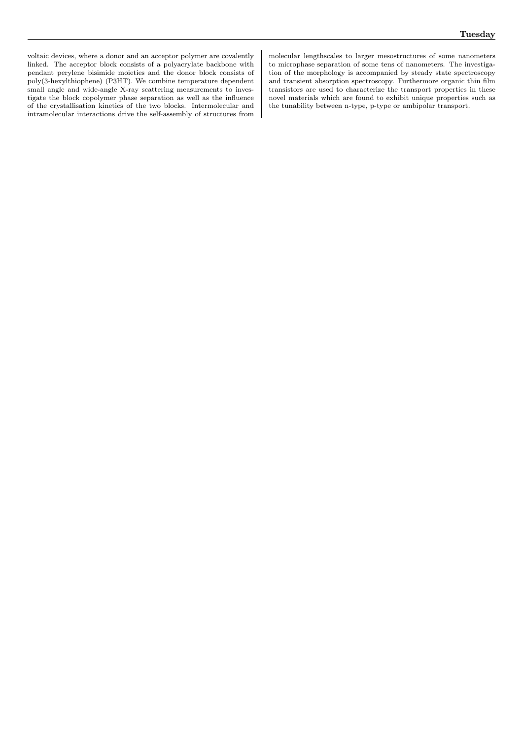voltaic devices, where a donor and an acceptor polymer are covalently linked. The acceptor block consists of a polyacrylate backbone with pendant perylene bisimide moieties and the donor block consists of poly(3-hexylthiophene) (P3HT). We combine temperature dependent small angle and wide-angle X-ray scattering measurements to investigate the block copolymer phase separation as well as the influence of the crystallisation kinetics of the two blocks. Intermolecular and intramolecular interactions drive the self-assembly of structures from molecular lengthscales to larger mesostructures of some nanometers to microphase separation of some tens of nanometers. The investigation of the morphology is accompanied by steady state spectroscopy and transient absorption spectroscopy. Furthermore organic thin film transistors are used to characterize the transport properties in these novel materials which are found to exhibit unique properties such as the tunability between n-type, p-type or ambipolar transport.